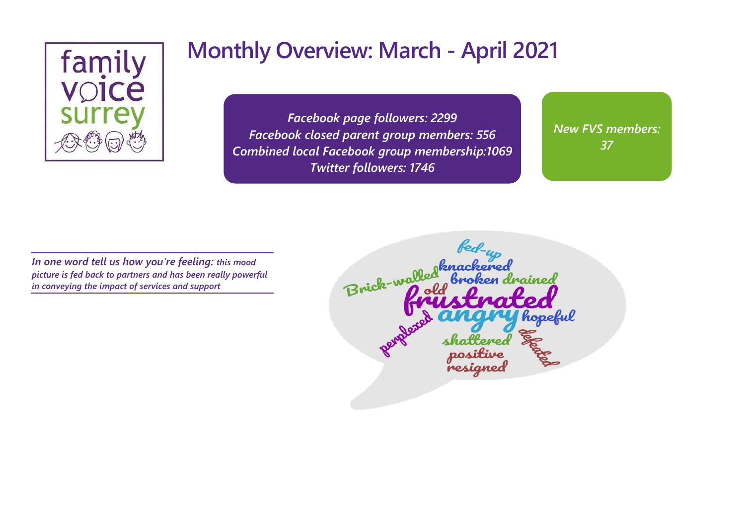# Monthly Overview: March - April 2021

*Facebook page followers: 2299*
*Facebook closed parent group members: 556*
*Combined local Facebook group membership:1069*
*Twitter followers: 1746*

*New FVS members: 37*

***In one word tell us how you're feeling:*** ***this mood picture is fed back to partners and has been really powerful in conveying the impact of services and support***

fed-up
knackered
Brick-walled
broken
drained
old
frustrated
perplexed
angry
hopeful
shattered
defeated
positive
resigned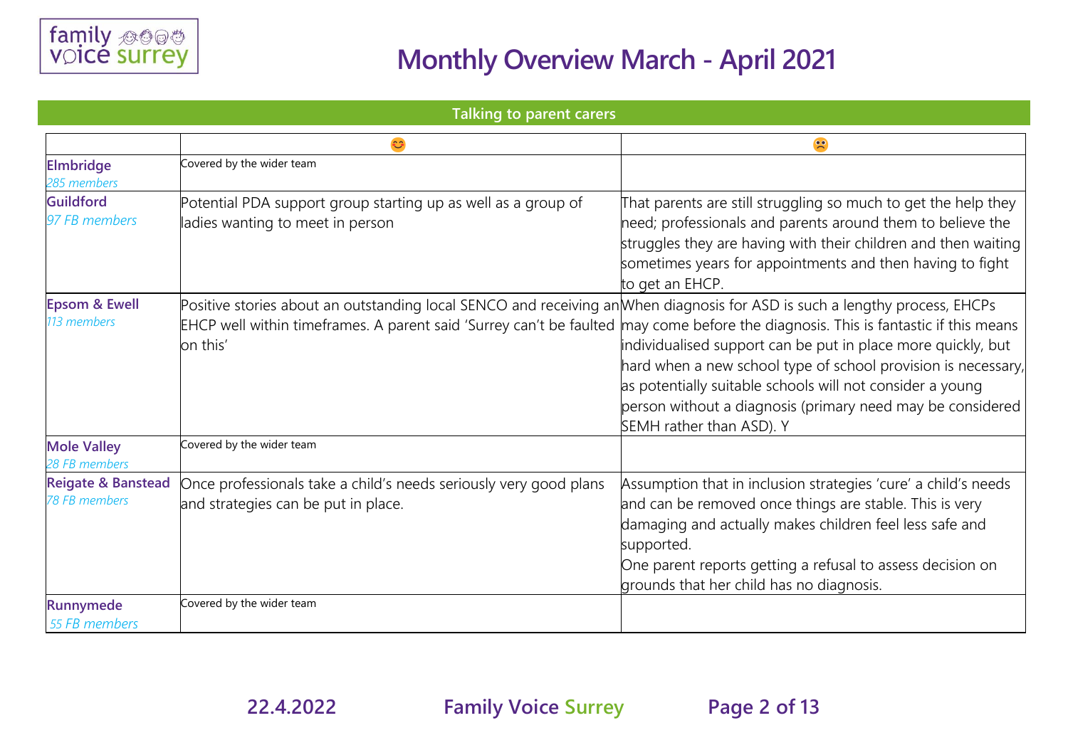# Monthly Overview March - April 2021

## Talking to parent carers

| | 😊 | 🙁 |
|---|---|---|
| **Elmbridge** *285 members* | Covered by the wider team | |
| **Guildford** *97 FB members* | Potential PDA support group starting up as well as a group of ladies wanting to meet in person | That parents are still struggling so much to get the help they need; professionals and parents around them to believe the struggles they are having with their children and then waiting sometimes years for appointments and then having to fight to get an EHCP. |
| **Epsom & Ewell** *113 members* | Positive stories about an outstanding local SENCO and receiving an EHCP well within timeframes. A parent said 'Surrey can't be faulted on this' | When diagnosis for ASD is such a lengthy process, EHCPs may come before the diagnosis. This is fantastic if this means individualised support can be put in place more quickly, but hard when a new school type of school provision is necessary, as potentially suitable schools will not consider a young person without a diagnosis (primary need may be considered SEMH rather than ASD). Y |
| **Mole Valley** *28 FB members* | Covered by the wider team | |
| **Reigate & Banstead** *78 FB members* | Once professionals take a child's needs seriously very good plans and strategies can be put in place. | Assumption that in inclusion strategies 'cure' a child's needs and can be removed once things are stable. This is very damaging and actually makes children feel less safe and supported. One parent reports getting a refusal to assess decision on grounds that her child has no diagnosis. |
| **Runnymede** *55 FB members* | Covered by the wider team | |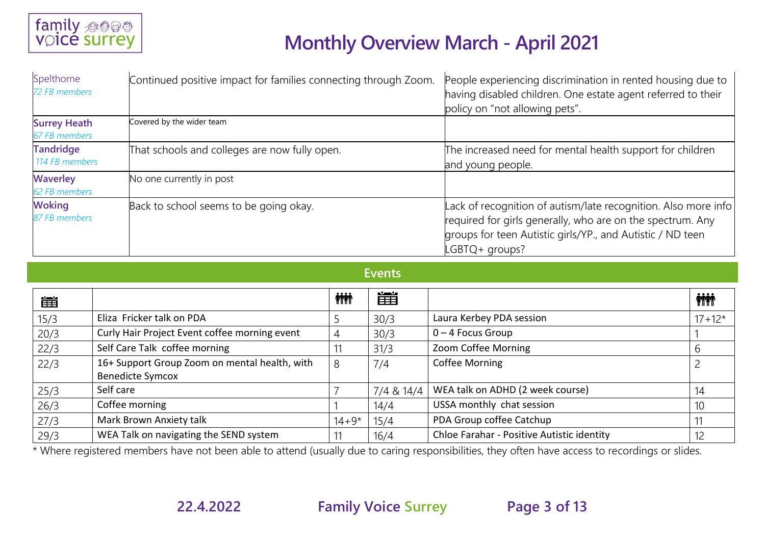# Monthly Overview March - April 2021

| | | |
|---|---|---|
| Spelthorne<br>*72 FB members* | Continued positive impact for families connecting through Zoom. | People experiencing discrimination in rented housing due to having disabled children. One estate agent referred to their policy on "not allowing pets". |
| **Surrey Heath**<br>*67 FB members* | Covered by the wider team | |
| **Tandridge**<br>*114 FB members* | That schools and colleges are now fully open. | The increased need for mental health support for children and young people. |
| **Waverley**<br>*62 FB members* | No one currently in post | |
| **Woking**<br>*87 FB members* | Back to school seems to be going okay. | Lack of recognition of autism/late recognition. Also more info required for girls generally, who are on the spectrum. Any groups for teen Autistic girls/YP., and Autistic / ND teen LGBTQ+ groups? |

## Events

| Date | Event | Attendees | Date | Event | Attendees |
|---|---|---|---|---|---|
| 15/3 | Eliza Fricker talk on PDA | 5 | 30/3 | Laura Kerbey PDA session | 17+12* |
| 20/3 | Curly Hair Project Event coffee morning event | 4 | 30/3 | 0 – 4 Focus Group | 1 |
| 22/3 | Self Care Talk coffee morning | 11 | 31/3 | Zoom Coffee Morning | 6 |
| 22/3 | 16+ Support Group Zoom on mental health, with Benedicte Symcox | 8 | 7/4 | Coffee Morning | 2 |
| 25/3 | Self care | 7 | 7/4 & 14/4 | WEA talk on ADHD (2 week course) | 14 |
| 26/3 | Coffee morning | 1 | 14/4 | USSA monthly chat session | 10 |
| 27/3 | Mark Brown Anxiety talk | 14+9* | 15/4 | PDA Group coffee Catchup | 11 |
| 29/3 | WEA Talk on navigating the SEND system | 11 | 16/4 | Chloe Farahar - Positive Autistic identity | 12 |

* Where registered members have not been able to attend (usually due to caring responsibilities, they often have access to recordings or slides.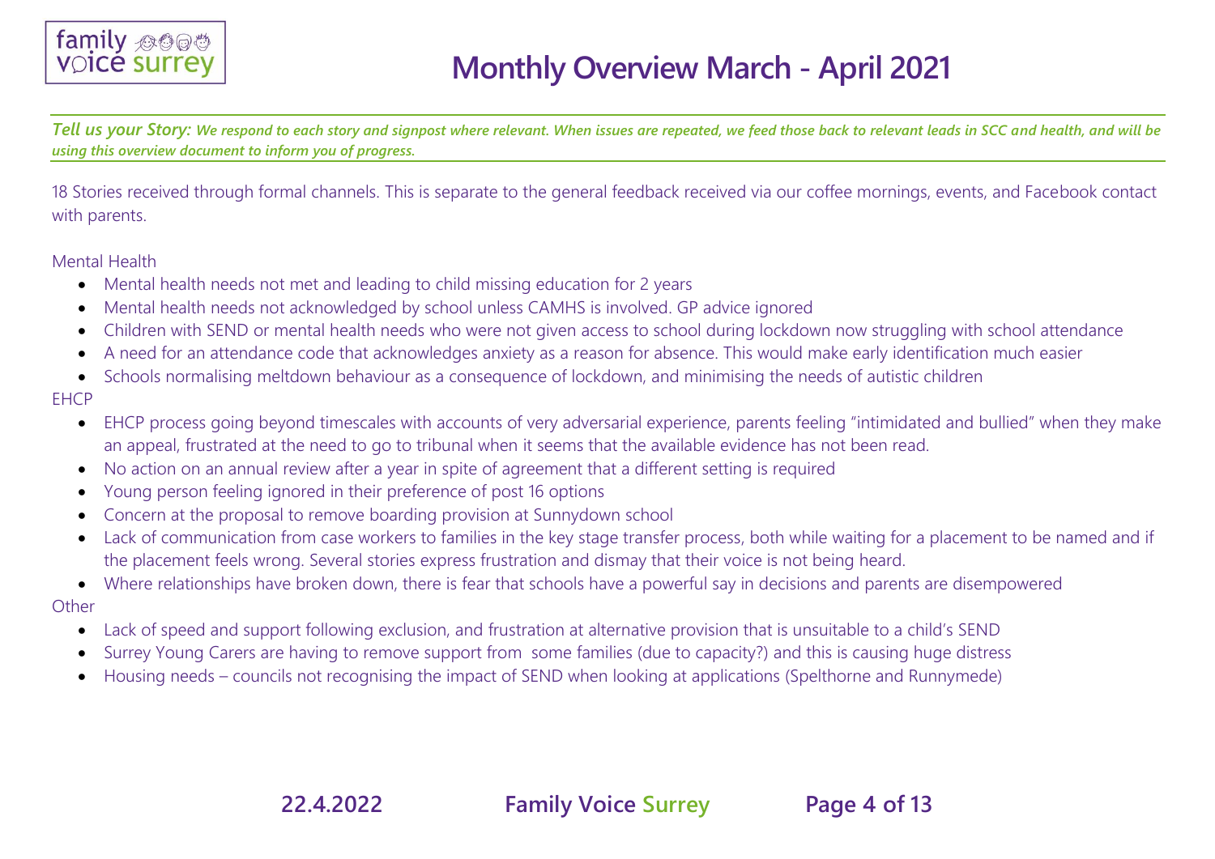# Monthly Overview March - April 2021

***Tell us your Story:** We respond to each story and signpost where relevant. When issues are repeated, we feed those back to relevant leads in SCC and health, and will be using this overview document to inform you of progress.*

18 Stories received through formal channels. This is separate to the general feedback received via our coffee mornings, events, and Facebook contact with parents.

Mental Health

- Mental health needs not met and leading to child missing education for 2 years
- Mental health needs not acknowledged by school unless CAMHS is involved. GP advice ignored
- Children with SEND or mental health needs who were not given access to school during lockdown now struggling with school attendance
- A need for an attendance code that acknowledges anxiety as a reason for absence. This would make early identification much easier
- Schools normalising meltdown behaviour as a consequence of lockdown, and minimising the needs of autistic children

EHCP

- EHCP process going beyond timescales with accounts of very adversarial experience, parents feeling "intimidated and bullied" when they make an appeal, frustrated at the need to go to tribunal when it seems that the available evidence has not been read.
- No action on an annual review after a year in spite of agreement that a different setting is required
- Young person feeling ignored in their preference of post 16 options
- Concern at the proposal to remove boarding provision at Sunnydown school
- Lack of communication from case workers to families in the key stage transfer process, both while waiting for a placement to be named and if the placement feels wrong. Several stories express frustration and dismay that their voice is not being heard.
- Where relationships have broken down, there is fear that schools have a powerful say in decisions and parents are disempowered

Other

- Lack of speed and support following exclusion, and frustration at alternative provision that is unsuitable to a child's SEND
- Surrey Young Carers are having to remove support from some families (due to capacity?) and this is causing huge distress
- Housing needs – councils not recognising the impact of SEND when looking at applications (Spelthorne and Runnymede)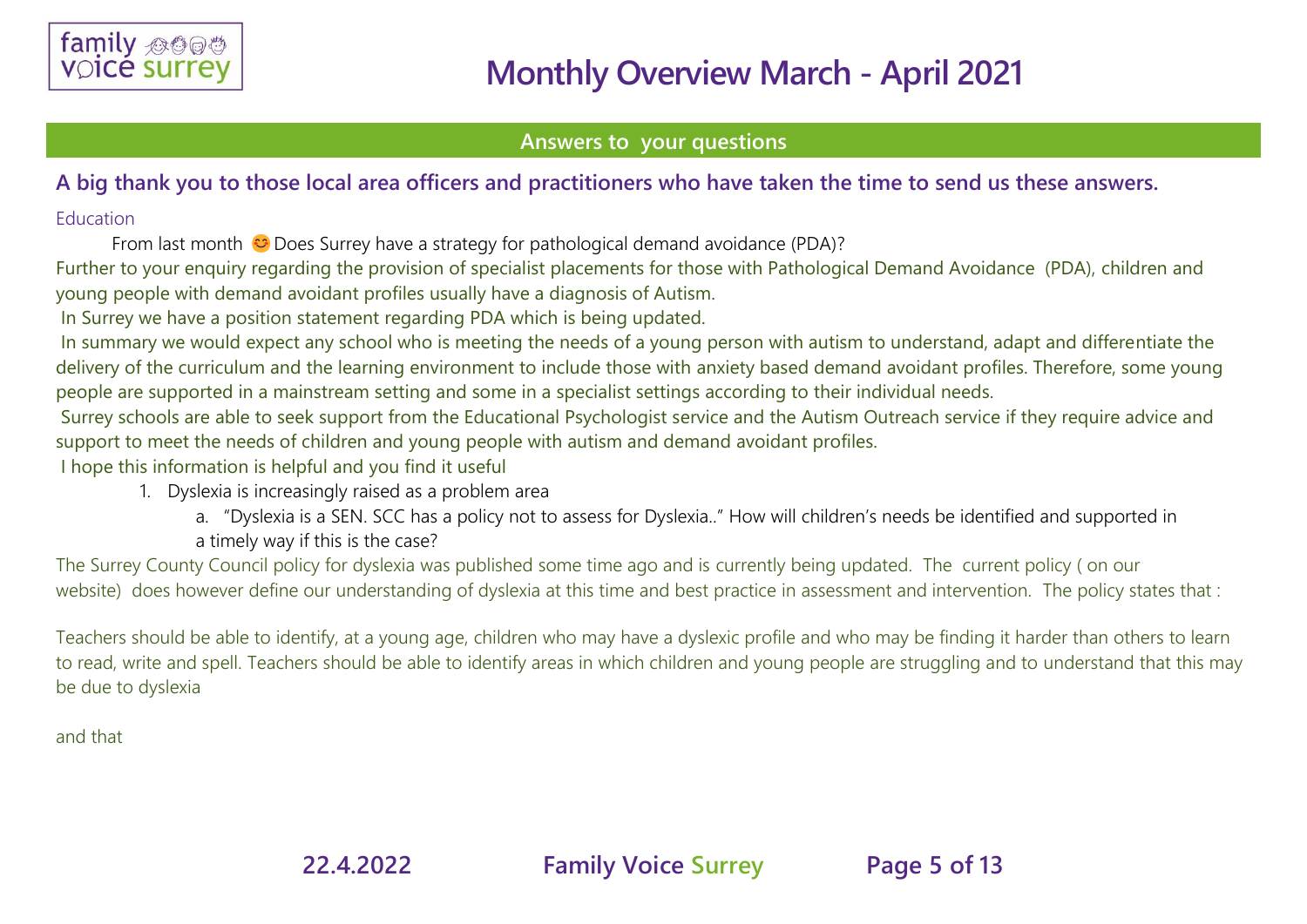# Monthly Overview March - April 2021

## Answers to your questions

**A big thank you to those local area officers and practitioners who have taken the time to send us these answers.**

### Education

From last month 😊 Does Surrey have a strategy for pathological demand avoidance (PDA)?

Further to your enquiry regarding the provision of specialist placements for those with Pathological Demand Avoidance (PDA), children and young people with demand avoidant profiles usually have a diagnosis of Autism.

In Surrey we have a position statement regarding PDA which is being updated.

In summary we would expect any school who is meeting the needs of a young person with autism to understand, adapt and differentiate the delivery of the curriculum and the learning environment to include those with anxiety based demand avoidant profiles. Therefore, some young people are supported in a mainstream setting and some in a specialist settings according to their individual needs.

Surrey schools are able to seek support from the Educational Psychologist service and the Autism Outreach service if they require advice and support to meet the needs of children and young people with autism and demand avoidant profiles.

I hope this information is helpful and you find it useful

1. Dyslexia is increasingly raised as a problem area
   a. "Dyslexia is a SEN. SCC has a policy not to assess for Dyslexia.." How will children's needs be identified and supported in a timely way if this is the case?

The Surrey County Council policy for dyslexia was published some time ago and is currently being updated. The current policy ( on our website) does however define our understanding of dyslexia at this time and best practice in assessment and intervention. The policy states that :

Teachers should be able to identify, at a young age, children who may have a dyslexic profile and who may be finding it harder than others to learn to read, write and spell. Teachers should be able to identify areas in which children and young people are struggling and to understand that this may be due to dyslexia

and that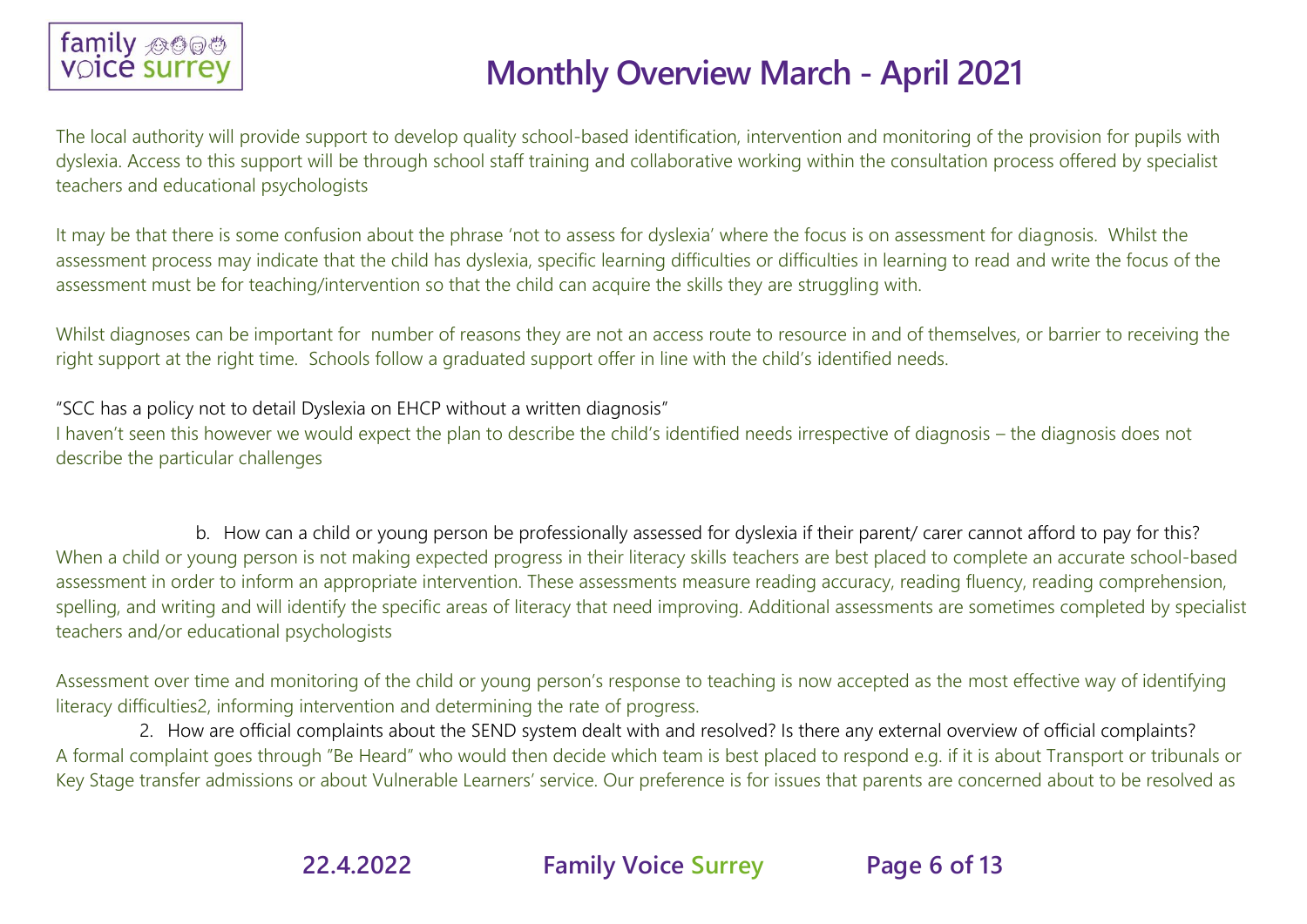The local authority will provide support to develop quality school-based identification, intervention and monitoring of the provision for pupils with dyslexia. Access to this support will be through school staff training and collaborative working within the consultation process offered by specialist teachers and educational psychologists

It may be that there is some confusion about the phrase 'not to assess for dyslexia' where the focus is on assessment for diagnosis. Whilst the assessment process may indicate that the child has dyslexia, specific learning difficulties or difficulties in learning to read and write the focus of the assessment must be for teaching/intervention so that the child can acquire the skills they are struggling with.

Whilst diagnoses can be important for number of reasons they are not an access route to resource in and of themselves, or barrier to receiving the right support at the right time. Schools follow a graduated support offer in line with the child's identified needs.

"SCC has a policy not to detail Dyslexia on EHCP without a written diagnosis"
I haven't seen this however we would expect the plan to describe the child's identified needs irrespective of diagnosis – the diagnosis does not describe the particular challenges

b. How can a child or young person be professionally assessed for dyslexia if their parent/ carer cannot afford to pay for this?

When a child or young person is not making expected progress in their literacy skills teachers are best placed to complete an accurate school-based assessment in order to inform an appropriate intervention. These assessments measure reading accuracy, reading fluency, reading comprehension, spelling, and writing and will identify the specific areas of literacy that need improving. Additional assessments are sometimes completed by specialist teachers and/or educational psychologists

Assessment over time and monitoring of the child or young person's response to teaching is now accepted as the most effective way of identifying literacy difficulties2, informing intervention and determining the rate of progress.

2. How are official complaints about the SEND system dealt with and resolved? Is there any external overview of official complaints?

A formal complaint goes through "Be Heard" who would then decide which team is best placed to respond e.g. if it is about Transport or tribunals or Key Stage transfer admissions or about Vulnerable Learners' service. Our preference is for issues that parents are concerned about to be resolved as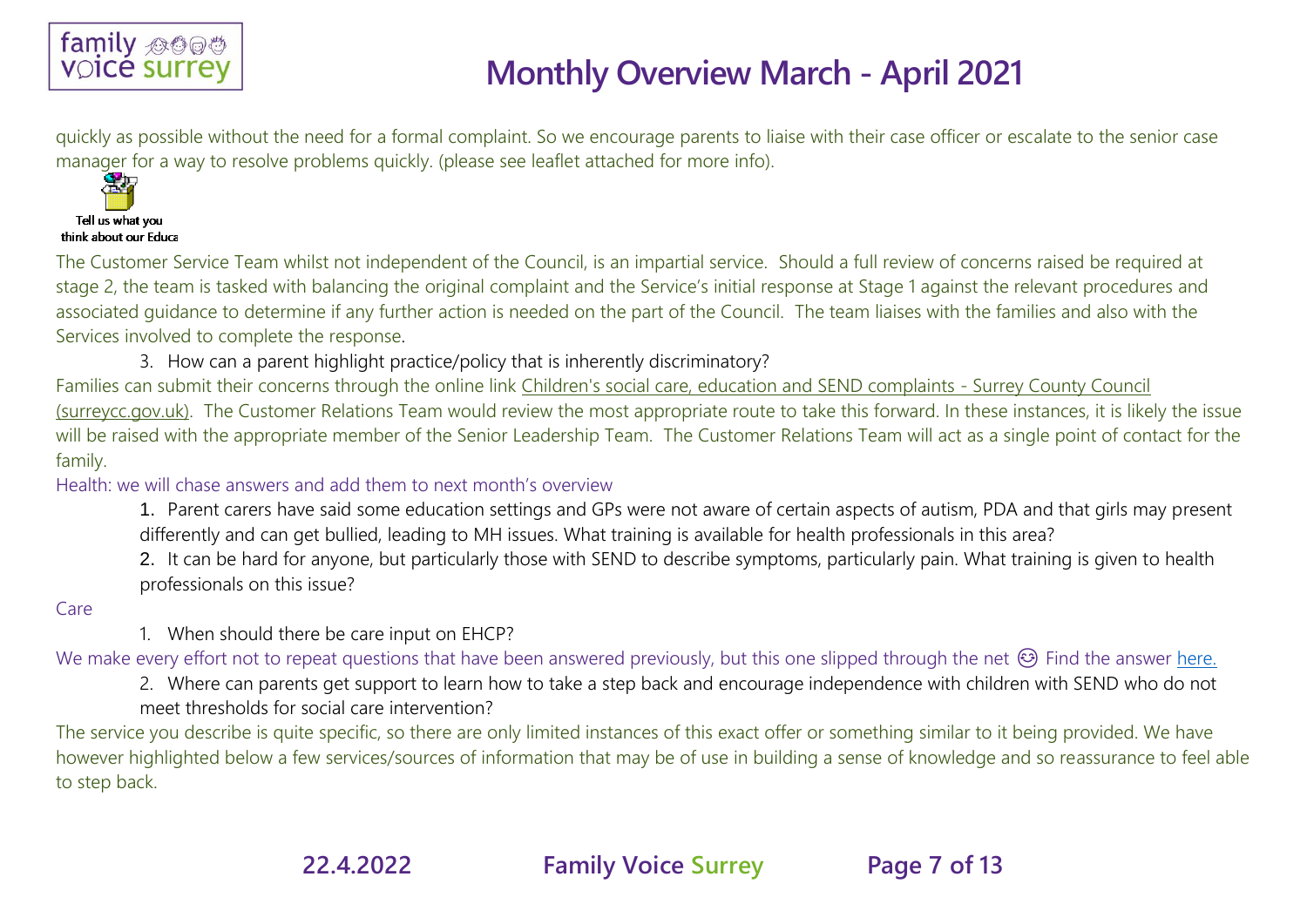quickly as possible without the need for a formal complaint. So we encourage parents to liaise with their case officer or escalate to the senior case manager for a way to resolve problems quickly. (please see leaflet attached for more info).

Tell us what you think about our Educa

The Customer Service Team whilst not independent of the Council, is an impartial service. Should a full review of concerns raised be required at stage 2, the team is tasked with balancing the original complaint and the Service's initial response at Stage 1 against the relevant procedures and associated guidance to determine if any further action is needed on the part of the Council. The team liaises with the families and also with the Services involved to complete the response.

3. How can a parent highlight practice/policy that is inherently discriminatory?

Families can submit their concerns through the online link Children's social care, education and SEND complaints - Surrey County Council (surreycc.gov.uk). The Customer Relations Team would review the most appropriate route to take this forward. In these instances, it is likely the issue will be raised with the appropriate member of the Senior Leadership Team. The Customer Relations Team will act as a single point of contact for the family.

Health: we will chase answers and add them to next month's overview

1. Parent carers have said some education settings and GPs were not aware of certain aspects of autism, PDA and that girls may present differently and can get bullied, leading to MH issues. What training is available for health professionals in this area?
2. It can be hard for anyone, but particularly those with SEND to describe symptoms, particularly pain. What training is given to health professionals on this issue?

Care

1. When should there be care input on EHCP?

We make every effort not to repeat questions that have been answered previously, but this one slipped through the net 😊 Find the answer here.

2. Where can parents get support to learn how to take a step back and encourage independence with children with SEND who do not meet thresholds for social care intervention?

The service you describe is quite specific, so there are only limited instances of this exact offer or something similar to it being provided. We have however highlighted below a few services/sources of information that may be of use in building a sense of knowledge and so reassurance to feel able to step back.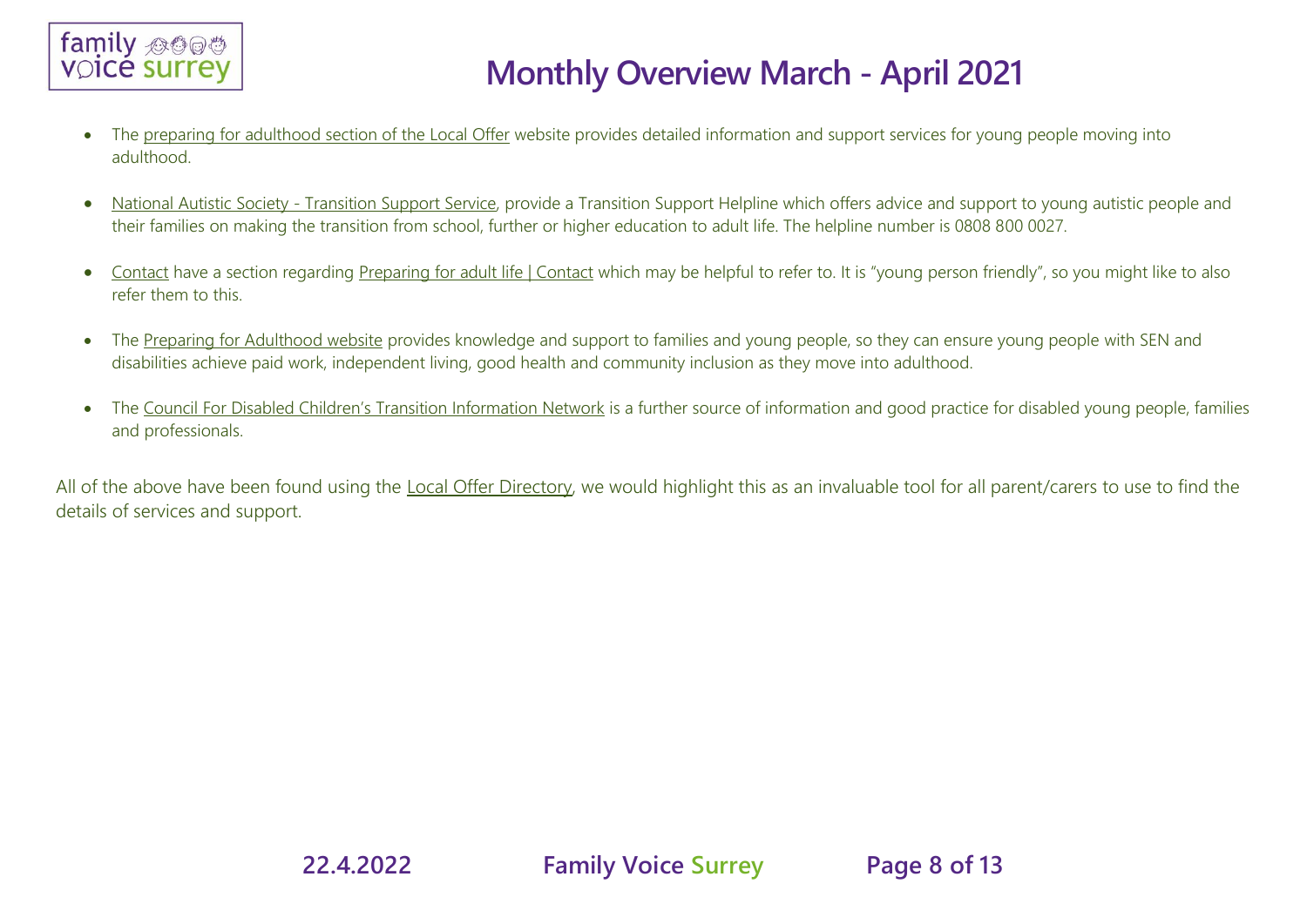- The preparing for adulthood section of the Local Offer website provides detailed information and support services for young people moving into adulthood.

- National Autistic Society - Transition Support Service, provide a Transition Support Helpline which offers advice and support to young autistic people and their families on making the transition from school, further or higher education to adult life. The helpline number is 0808 800 0027.

- Contact have a section regarding Preparing for adult life | Contact which may be helpful to refer to. It is "young person friendly", so you might like to also refer them to this.

- The Preparing for Adulthood website provides knowledge and support to families and young people, so they can ensure young people with SEN and disabilities achieve paid work, independent living, good health and community inclusion as they move into adulthood.

- The Council For Disabled Children's Transition Information Network is a further source of information and good practice for disabled young people, families and professionals.

All of the above have been found using the Local Offer Directory, we would highlight this as an invaluable tool for all parent/carers to use to find the details of services and support.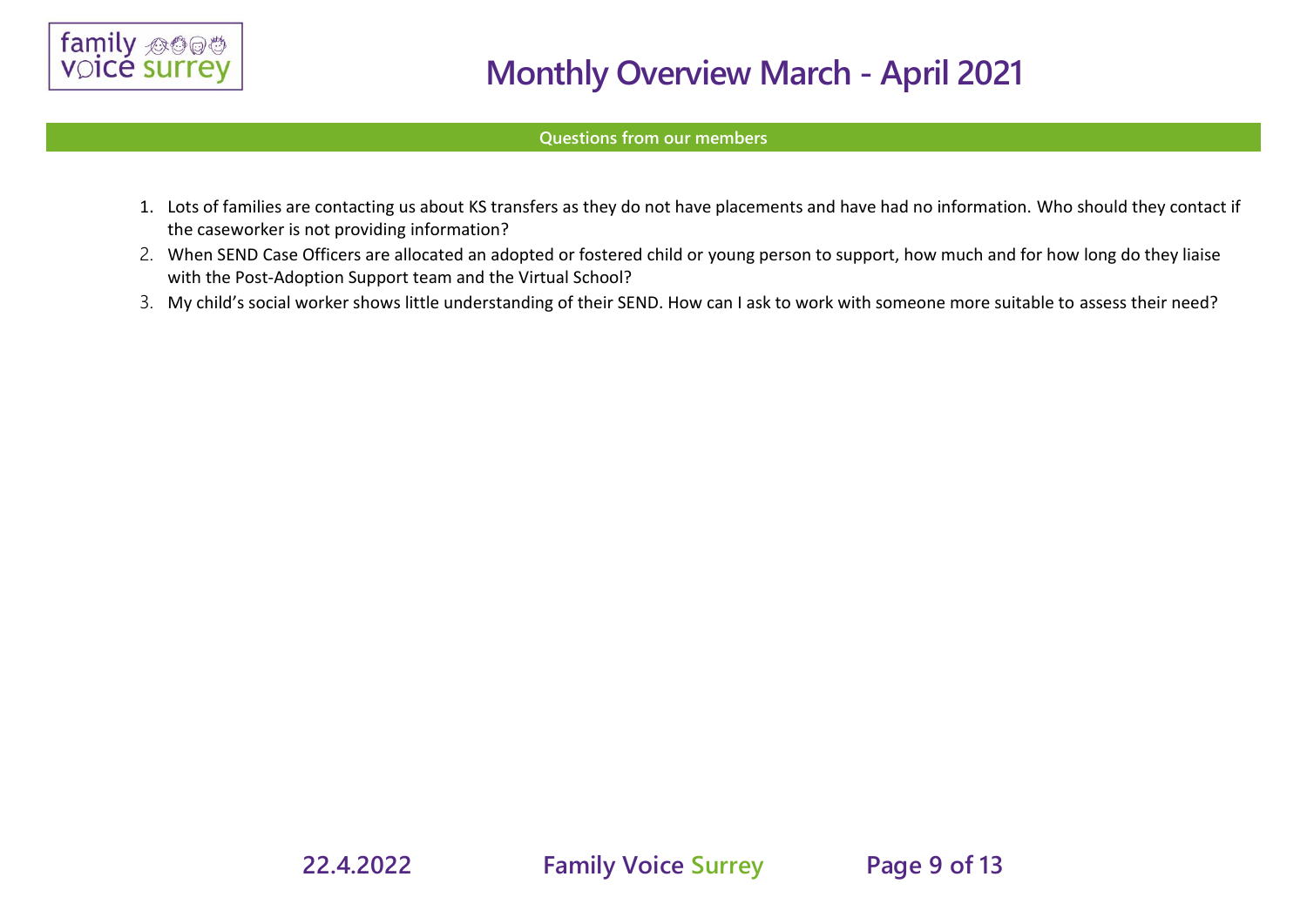## Questions from our members

1. Lots of families are contacting us about KS transfers as they do not have placements and have had no information. Who should they contact if the caseworker is not providing information?
2. When SEND Case Officers are allocated an adopted or fostered child or young person to support, how much and for how long do they liaise with the Post-Adoption Support team and the Virtual School?
3. My child's social worker shows little understanding of their SEND. How can I ask to work with someone more suitable to assess their need?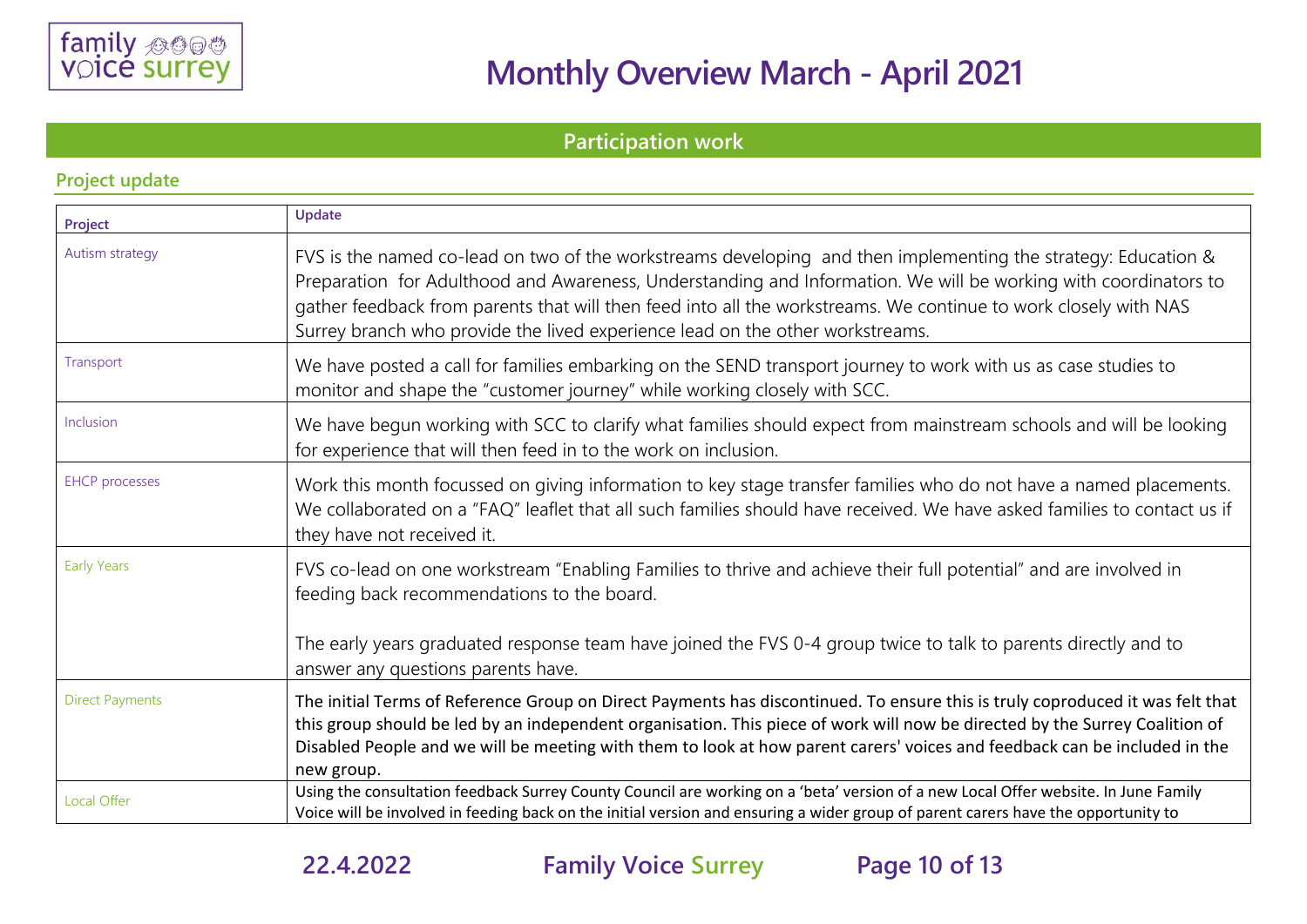# Monthly Overview March - April 2021

## Participation work

### Project update

| Project | Update |
| --- | --- |
| Autism strategy | FVS is the named co-lead on two of the workstreams developing and then implementing the strategy: Education & Preparation for Adulthood and Awareness, Understanding and Information. We will be working with coordinators to gather feedback from parents that will then feed into all the workstreams. We continue to work closely with NAS Surrey branch who provide the lived experience lead on the other workstreams. |
| Transport | We have posted a call for families embarking on the SEND transport journey to work with us as case studies to monitor and shape the "customer journey" while working closely with SCC. |
| Inclusion | We have begun working with SCC to clarify what families should expect from mainstream schools and will be looking for experience that will then feed in to the work on inclusion. |
| EHCP processes | Work this month focussed on giving information to key stage transfer families who do not have a named placements. We collaborated on a "FAQ" leaflet that all such families should have received. We have asked families to contact us if they have not received it. |
| Early Years | FVS co-lead on one workstream "Enabling Families to thrive and achieve their full potential" and are involved in feeding back recommendations to the board.<br><br>The early years graduated response team have joined the FVS 0-4 group twice to talk to parents directly and to answer any questions parents have. |
| Direct Payments | The initial Terms of Reference Group on Direct Payments has discontinued. To ensure this is truly coproduced it was felt that this group should be led by an independent organisation. This piece of work will now be directed by the Surrey Coalition of Disabled People and we will be meeting with them to look at how parent carers' voices and feedback can be included in the new group. |
| Local Offer | Using the consultation feedback Surrey County Council are working on a 'beta' version of a new Local Offer website. In June Family Voice will be involved in feeding back on the initial version and ensuring a wider group of parent carers have the opportunity to |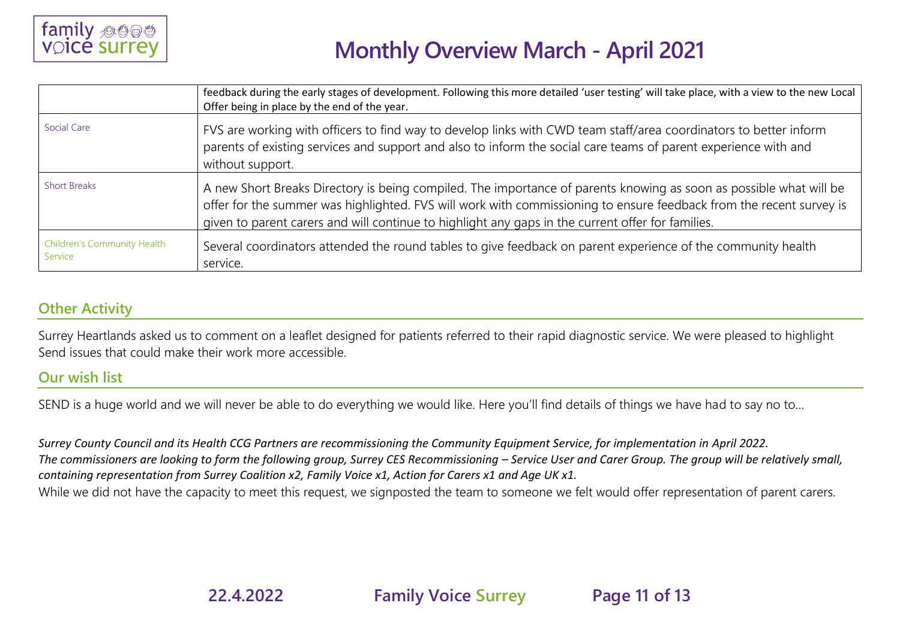| | |
|---|---|
| | feedback during the early stages of development. Following this more detailed 'user testing' will take place, with a view to the new Local Offer being in place by the end of the year. |
| Social Care | FVS are working with officers to find way to develop links with CWD team staff/area coordinators to better inform parents of existing services and support and also to inform the social care teams of parent experience with and without support. |
| Short Breaks | A new Short Breaks Directory is being compiled. The importance of parents knowing as soon as possible what will be offer for the summer was highlighted. FVS will work with commissioning to ensure feedback from the recent survey is given to parent carers and will continue to highlight any gaps in the current offer for families. |
| Children's Community Health Service | Several coordinators attended the round tables to give feedback on parent experience of the community health service. |

## Other Activity

Surrey Heartlands asked us to comment on a leaflet designed for patients referred to their rapid diagnostic service. We were pleased to highlight Send issues that could make their work more accessible.

## Our wish list

SEND is a huge world and we will never be able to do everything we would like. Here you'll find details of things we have had to say no to…

*Surrey County Council and its Health CCG Partners are recommissioning the Community Equipment Service, for implementation in April 2022. The commissioners are looking to form the following group, Surrey CES Recommissioning – Service User and Carer Group. The group will be relatively small, containing representation from Surrey Coalition x2, Family Voice x1, Action for Carers x1 and Age UK x1.*

While we did not have the capacity to meet this request, we signposted the team to someone we felt would offer representation of parent carers.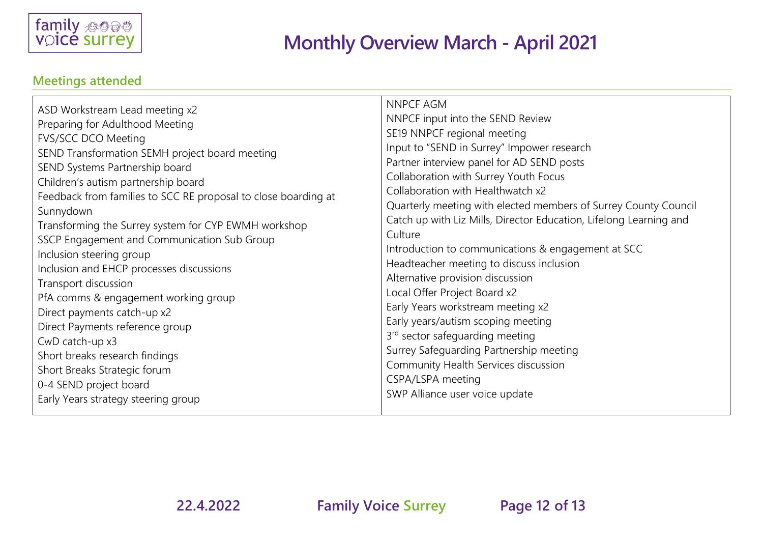# Monthly Overview March - April 2021

## Meetings attended

| | |
|---|---|
| ASD Workstream Lead meeting x2<br>Preparing for Adulthood Meeting<br>FVS/SCC DCO Meeting<br>SEND Transformation SEMH project board meeting<br>SEND Systems Partnership board<br>Children's autism partnership board<br>Feedback from families to SCC RE proposal to close boarding at Sunnydown<br>Transforming the Surrey system for CYP EWMH workshop<br>SSCP Engagement and Communication Sub Group<br>Inclusion steering group<br>Inclusion and EHCP processes discussions<br>Transport discussion<br>PfA comms & engagement working group<br>Direct payments catch-up x2<br>Direct Payments reference group<br>CwD catch-up x3<br>Short breaks research findings<br>Short Breaks Strategic forum<br>0-4 SEND project board<br>Early Years strategy steering group | NNPCF AGM<br>NNPCF input into the SEND Review<br>SE19 NNPCF regional meeting<br>Input to "SEND in Surrey" Impower research<br>Partner interview panel for AD SEND posts<br>Collaboration with Surrey Youth Focus<br>Collaboration with Healthwatch x2<br>Quarterly meeting with elected members of Surrey County Council<br>Catch up with Liz Mills, Director Education, Lifelong Learning and Culture<br>Introduction to communications & engagement at SCC<br>Headteacher meeting to discuss inclusion<br>Alternative provision discussion<br>Local Offer Project Board x2<br>Early Years workstream meeting x2<br>Early years/autism scoping meeting<br>3rd sector safeguarding meeting<br>Surrey Safeguarding Partnership meeting<br>Community Health Services discussion<br>CSPA/LSPA meeting<br>SWP Alliance user voice update |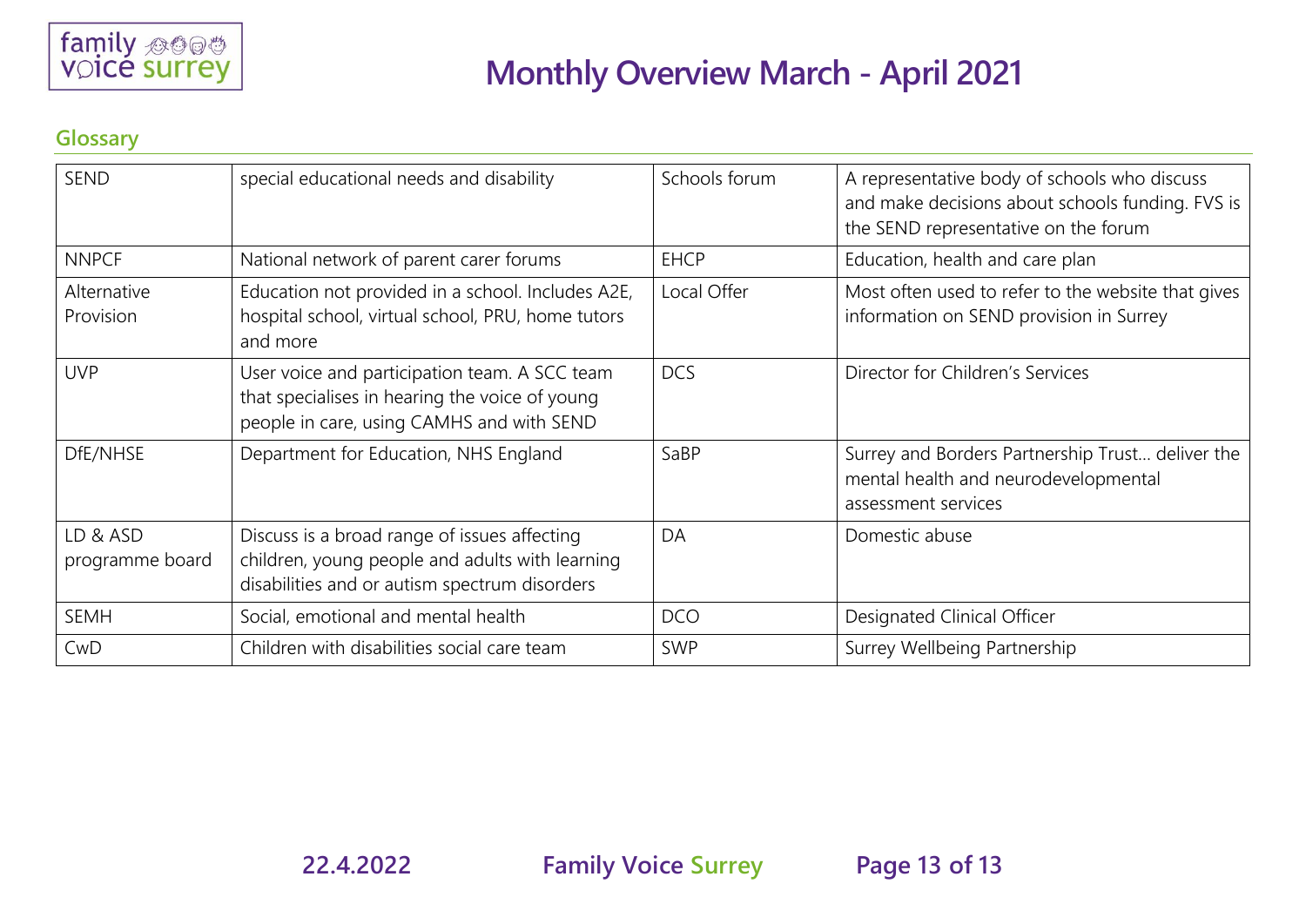# Monthly Overview March - April 2021

## Glossary

| | | | |
|---|---|---|---|
| SEND | special educational needs and disability | Schools forum | A representative body of schools who discuss and make decisions about schools funding. FVS is the SEND representative on the forum |
| NNPCF | National network of parent carer forums | EHCP | Education, health and care plan |
| Alternative Provision | Education not provided in a school. Includes A2E, hospital school, virtual school, PRU, home tutors and more | Local Offer | Most often used to refer to the website that gives information on SEND provision in Surrey |
| UVP | User voice and participation team. A SCC team that specialises in hearing the voice of young people in care, using CAMHS and with SEND | DCS | Director for Children's Services |
| DfE/NHSE | Department for Education, NHS England | SaBP | Surrey and Borders Partnership Trust… deliver the mental health and neurodevelopmental assessment services |
| LD & ASD programme board | Discuss is a broad range of issues affecting children, young people and adults with learning disabilities and or autism spectrum disorders | DA | Domestic abuse |
| SEMH | Social, emotional and mental health | DCO | Designated Clinical Officer |
| CwD | Children with disabilities social care team | SWP | Surrey Wellbeing Partnership |